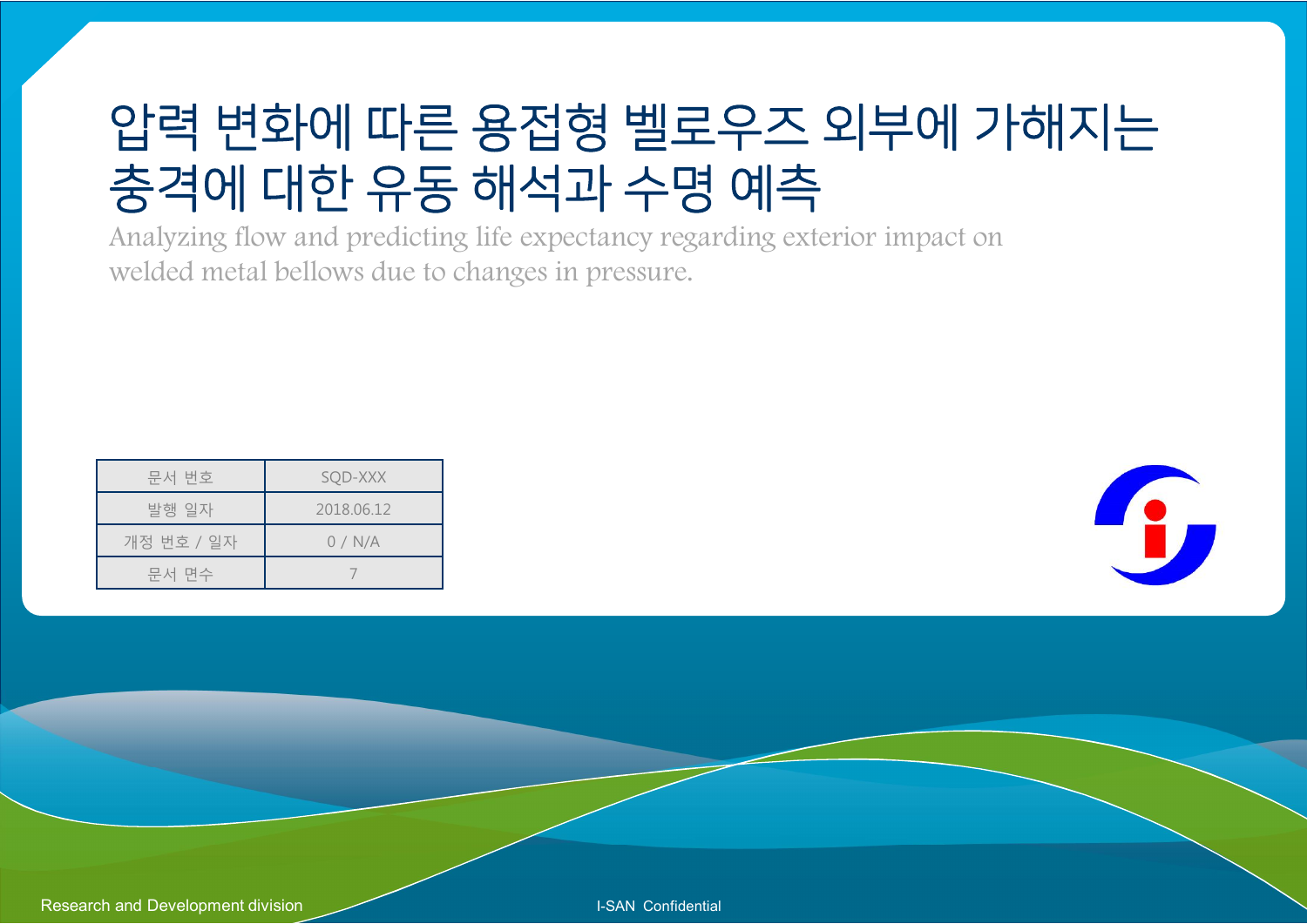# 압력 변화에 따른 용접형 벨로우즈 외부에 가해지는 충격에 대한 유동 해석과 수명 예측

Analyzing flow and predicting life expectancy regarding exterior impact on welded metal bellows due to changes in pressure.

| 문서 번호 | SQD-XXX |
| --- | --- |
| 발행 일자 | 2018.06.12 |
| 개정 번호 / 일자 | 0 / N/A |
| 문서 면수 | 7 |

Research and Development division

I-SAN Confidential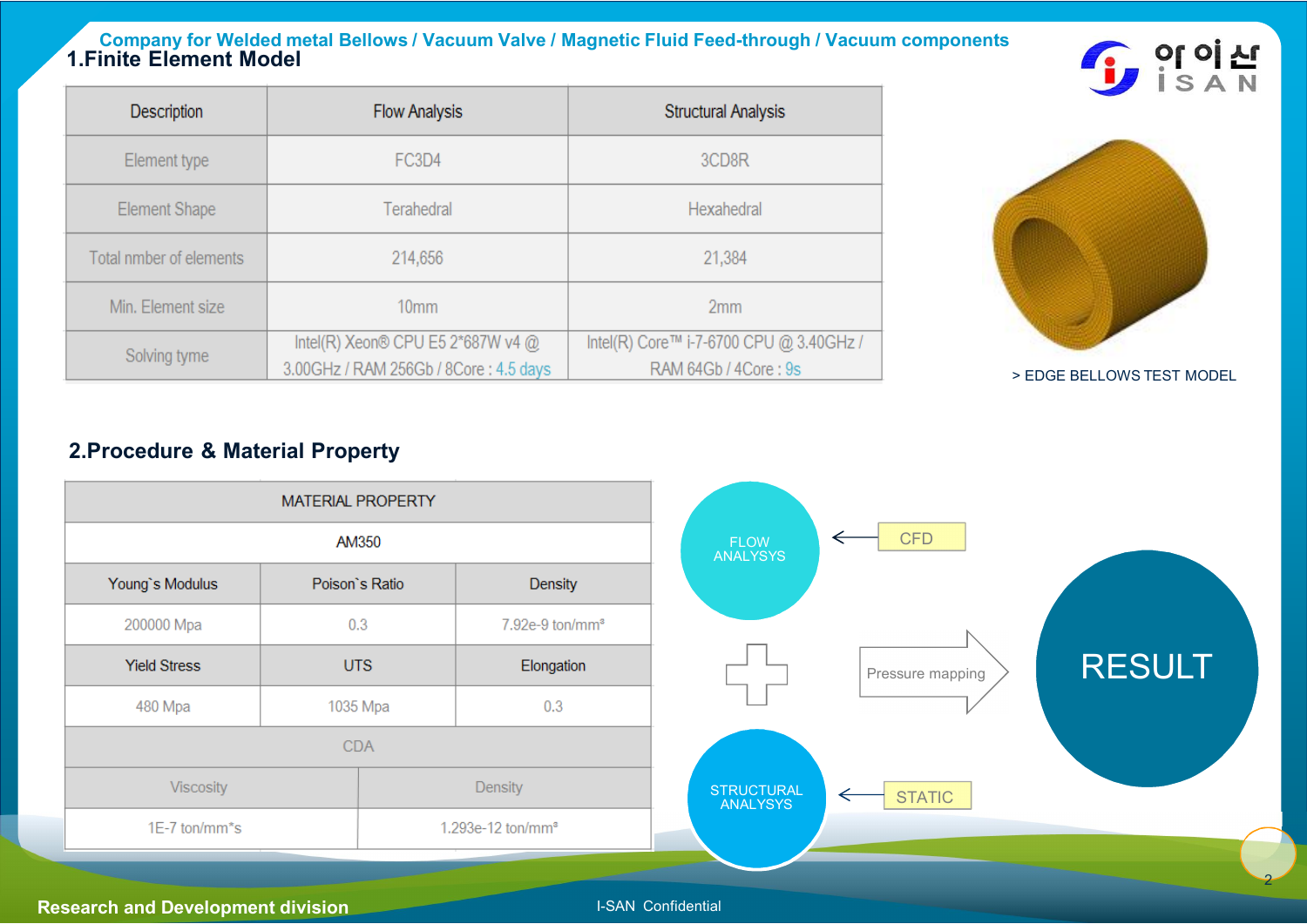## 1.Finite Element Model

| Description | Flow Analysis | Structural Analysis |
|---|---|---|
| Element type | FC3D4 | 3CD8R |
| Element Shape | Terahedral | Hexahedral |
| Total nmber of elements | 214,656 | 21,384 |
| Min. Element size | 10mm | 2mm |
| Solving tyme | Intel(R) Xeon® CPU E5 2*687W v4 @ 3.00GHz / RAM 256Gb / 8Core : 4.5 days | Intel(R) Core™ i-7-6700 CPU @ 3.40GHz / RAM 64Gb / 4Core : 9s |

> EDGE BELLOWS TEST MODEL

## 2.Procedure & Material Property

| MATERIAL PROPERTY | | |
|---|---|---|
| AM350 | | |
| Young`s Modulus | Poison`s Ratio | Density |
| 200000 Mpa | 0.3 | 7.92e-9 ton/mm³ |
| Yield Stress | UTS | Elongation |
| 480 Mpa | 1035 Mpa | 0.3 |

| CDA | |
|---|---|
| Viscosity | Density |
| 1E-7 ton/mm*s | 1.293e-12 ton/mm³ |

FLOW ANALYSYS ← CFD

STRUCTURAL ANALYSYS ← STATIC

Pressure mapping → RESULT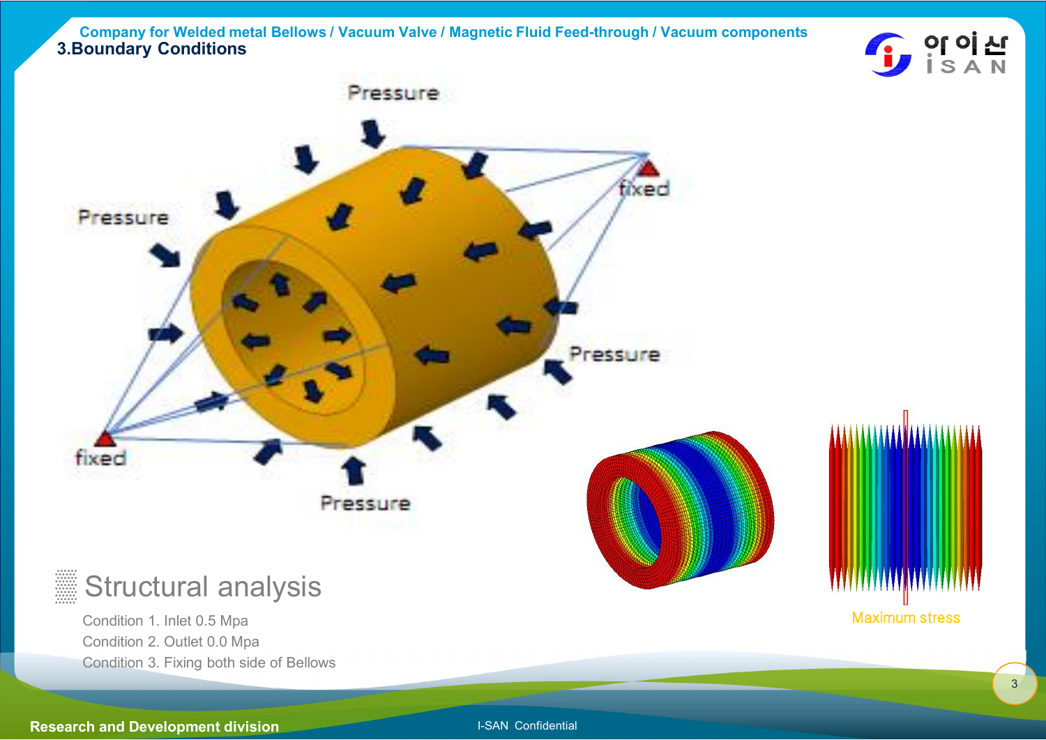## 3.Boundary Conditions

Pressure

Pressure

fixed

Pressure

fixed

Pressure

Maximum stress

### Structural analysis

Condition 1. Inlet 0.5 Mpa

Condition 2. Outlet 0.0 Mpa

Condition 3. Fixing both side of Bellows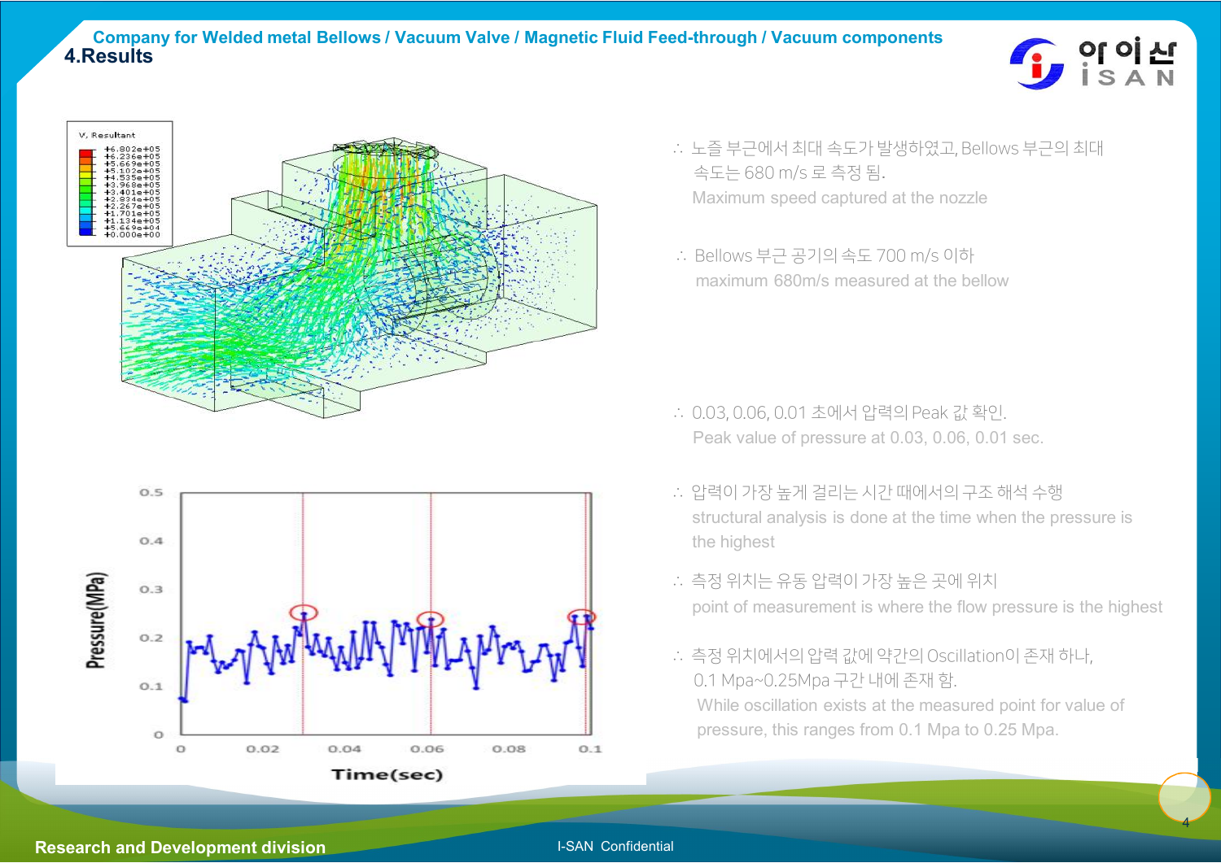# 4.Results

∴ 노즐 부근에서 최대 속도가 발생하였고, Bellows 부근의 최대 속도는 680 m/s 로 측정 됨.

Maximum speed captured at the nozzle

∴ Bellows 부근 공기의 속도 700 m/s 이하

maximum 680m/s measured at the bellow

∴ 0.03, 0.06, 0.01 초에서 압력의 Peak 값 확인.

Peak value of pressure at 0.03, 0.06, 0.01 sec.

∴ 압력이 가장 높게 걸리는 시간 때에서의 구조 해석 수행

structural analysis is done at the time when the pressure is the highest

∴ 측정 위치는 유동 압력이 가장 높은 곳에 위치

point of measurement is where the flow pressure is the highest

∴ 측정 위치에서의 압력 값에 약간의 Oscillation이 존재 하나, 0.1 Mpa~0.25Mpa 구간 내에 존재 함.

While oscillation exists at the measured point for value of pressure, this ranges from 0.1 Mpa to 0.25 Mpa.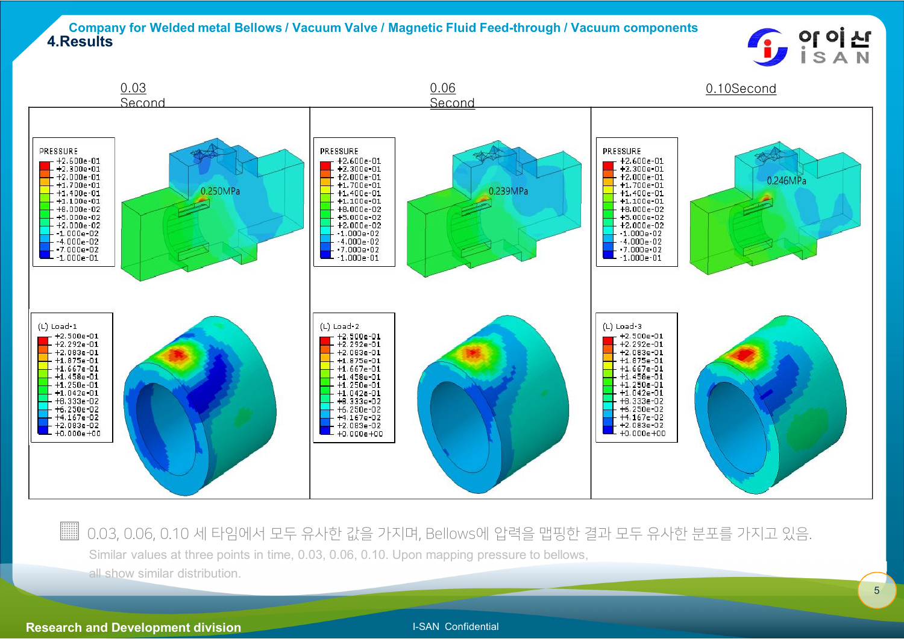Company for Welded metal Bellows / Vacuum Valve / Magnetic Fluid Feed-through / Vacuum components

## 4.Results

| 0.03 Second | 0.06 Second | 0.10Second |
|---|---|---|
| 0.250MPa | 0.239MPa | 0.246MPa |

0.03, 0.06, 0.10 세 타임에서 모두 유사한 값을 가지며, Bellows에 압력을 맵핑한 결과 모두 유사한 분포를 가지고 있음.

Similar values at three points in time, 0.03, 0.06, 0.10. Upon mapping pressure to bellows, all show similar distribution.

Research and Development division

I-SAN Confidential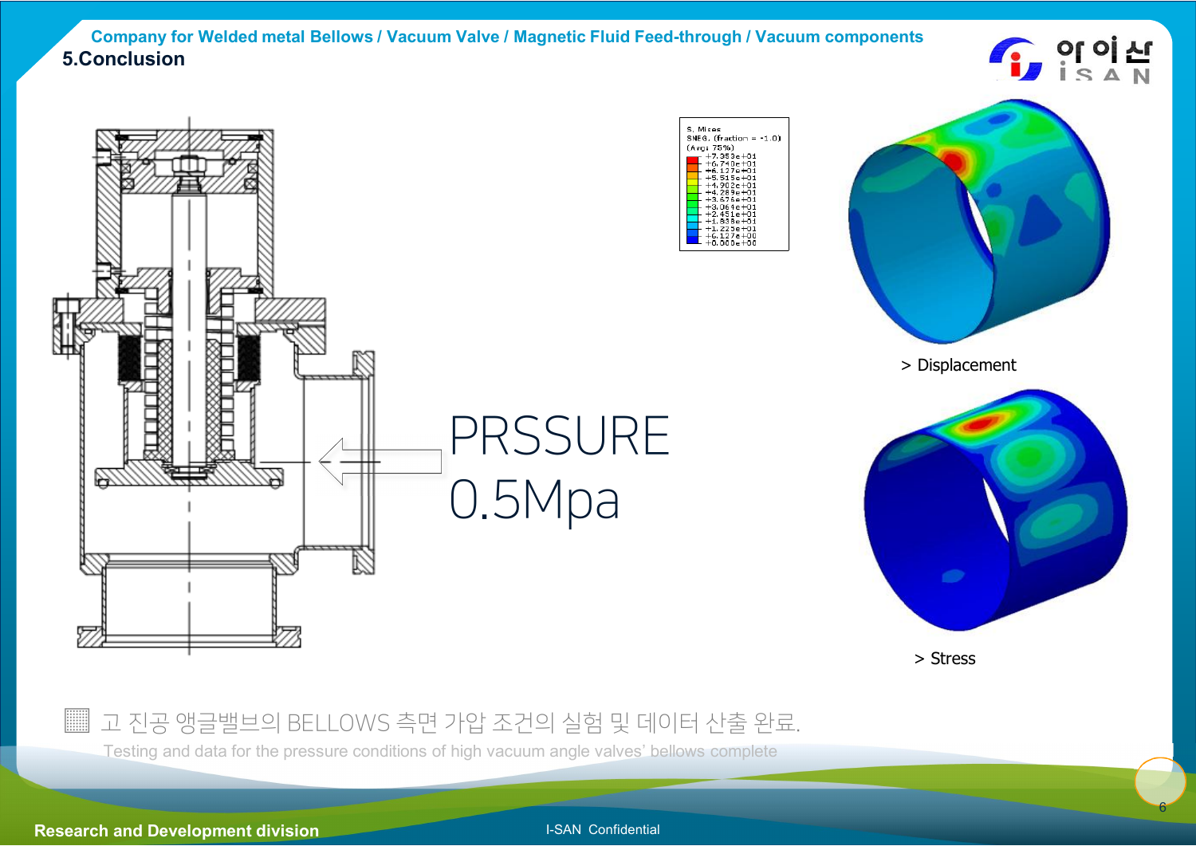## 5.Conclusion

PRSSURE 0.5Mpa

> Displacement

> Stress

▦ 고 진공 앵글밸브의 BELLOWS 측면 가압 조건의 실험 및 데이터 산출 완료.

Testing and data for the pressure conditions of high vacuum angle valves' bellows complete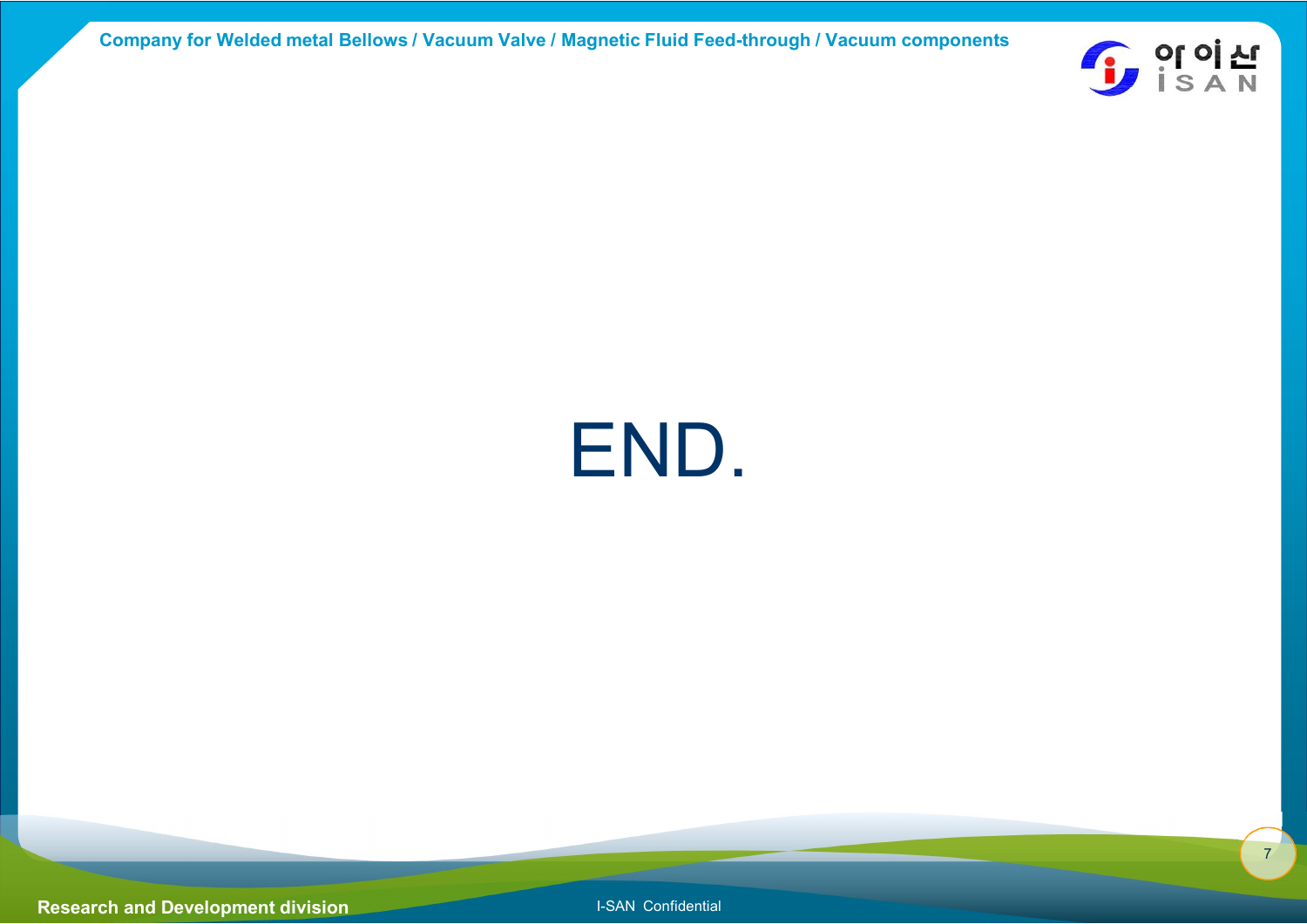# END.